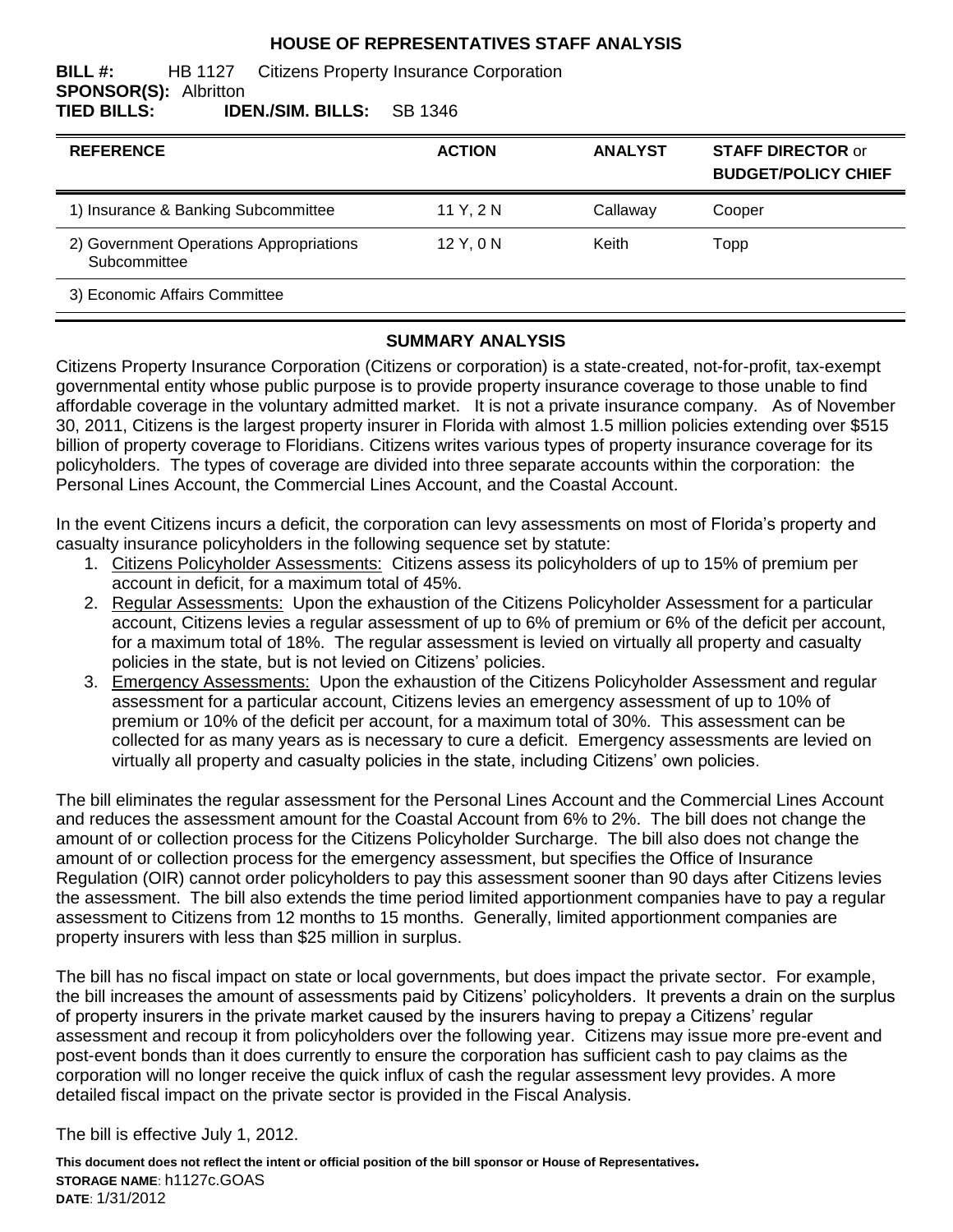# HOUSE OF REPRESENTATIVES STAFF ANALYSIS

**BILL #:** HB 1127 Citizens Property Insurance Corporation
**SPONSOR(S):** Albritton
**TIED BILLS:** **IDEN./SIM. BILLS:** SB 1346

| REFERENCE | ACTION | ANALYST | STAFF DIRECTOR or BUDGET/POLICY CHIEF |
|---|---|---|---|
| 1) Insurance & Banking Subcommittee | 11 Y, 2 N | Callaway | Cooper |
| 2) Government Operations Appropriations Subcommittee | 12 Y, 0 N | Keith | Topp |
| 3) Economic Affairs Committee | | | |

## SUMMARY ANALYSIS

Citizens Property Insurance Corporation (Citizens or corporation) is a state-created, not-for-profit, tax-exempt governmental entity whose public purpose is to provide property insurance coverage to those unable to find affordable coverage in the voluntary admitted market. It is not a private insurance company. As of November 30, 2011, Citizens is the largest property insurer in Florida with almost 1.5 million policies extending over $515 billion of property coverage to Floridians. Citizens writes various types of property insurance coverage for its policyholders. The types of coverage are divided into three separate accounts within the corporation: the Personal Lines Account, the Commercial Lines Account, and the Coastal Account.

In the event Citizens incurs a deficit, the corporation can levy assessments on most of Florida's property and casualty insurance policyholders in the following sequence set by statute:

1. Citizens Policyholder Assessments: Citizens assess its policyholders of up to 15% of premium per account in deficit, for a maximum total of 45%.
2. Regular Assessments: Upon the exhaustion of the Citizens Policyholder Assessment for a particular account, Citizens levies a regular assessment of up to 6% of premium or 6% of the deficit per account, for a maximum total of 18%. The regular assessment is levied on virtually all property and casualty policies in the state, but is not levied on Citizens' policies.
3. Emergency Assessments: Upon the exhaustion of the Citizens Policyholder Assessment and regular assessment for a particular account, Citizens levies an emergency assessment of up to 10% of premium or 10% of the deficit per account, for a maximum total of 30%. This assessment can be collected for as many years as is necessary to cure a deficit. Emergency assessments are levied on virtually all property and casualty policies in the state, including Citizens' own policies.

The bill eliminates the regular assessment for the Personal Lines Account and the Commercial Lines Account and reduces the assessment amount for the Coastal Account from 6% to 2%. The bill does not change the amount of or collection process for the Citizens Policyholder Surcharge. The bill also does not change the amount of or collection process for the emergency assessment, but specifies the Office of Insurance Regulation (OIR) cannot order policyholders to pay this assessment sooner than 90 days after Citizens levies the assessment. The bill also extends the time period limited apportionment companies have to pay a regular assessment to Citizens from 12 months to 15 months. Generally, limited apportionment companies are property insurers with less than $25 million in surplus.

The bill has no fiscal impact on state or local governments, but does impact the private sector. For example, the bill increases the amount of assessments paid by Citizens' policyholders. It prevents a drain on the surplus of property insurers in the private market caused by the insurers having to prepay a Citizens' regular assessment and recoup it from policyholders over the following year. Citizens may issue more pre-event and post-event bonds than it does currently to ensure the corporation has sufficient cash to pay claims as the corporation will no longer receive the quick influx of cash the regular assessment levy provides. A more detailed fiscal impact on the private sector is provided in the Fiscal Analysis.

The bill is effective July 1, 2012.

**This document does not reflect the intent or official position of the bill sponsor or House of Representatives.**
**STORAGE NAME**: h1127c.GOAS
**DATE**: 1/31/2012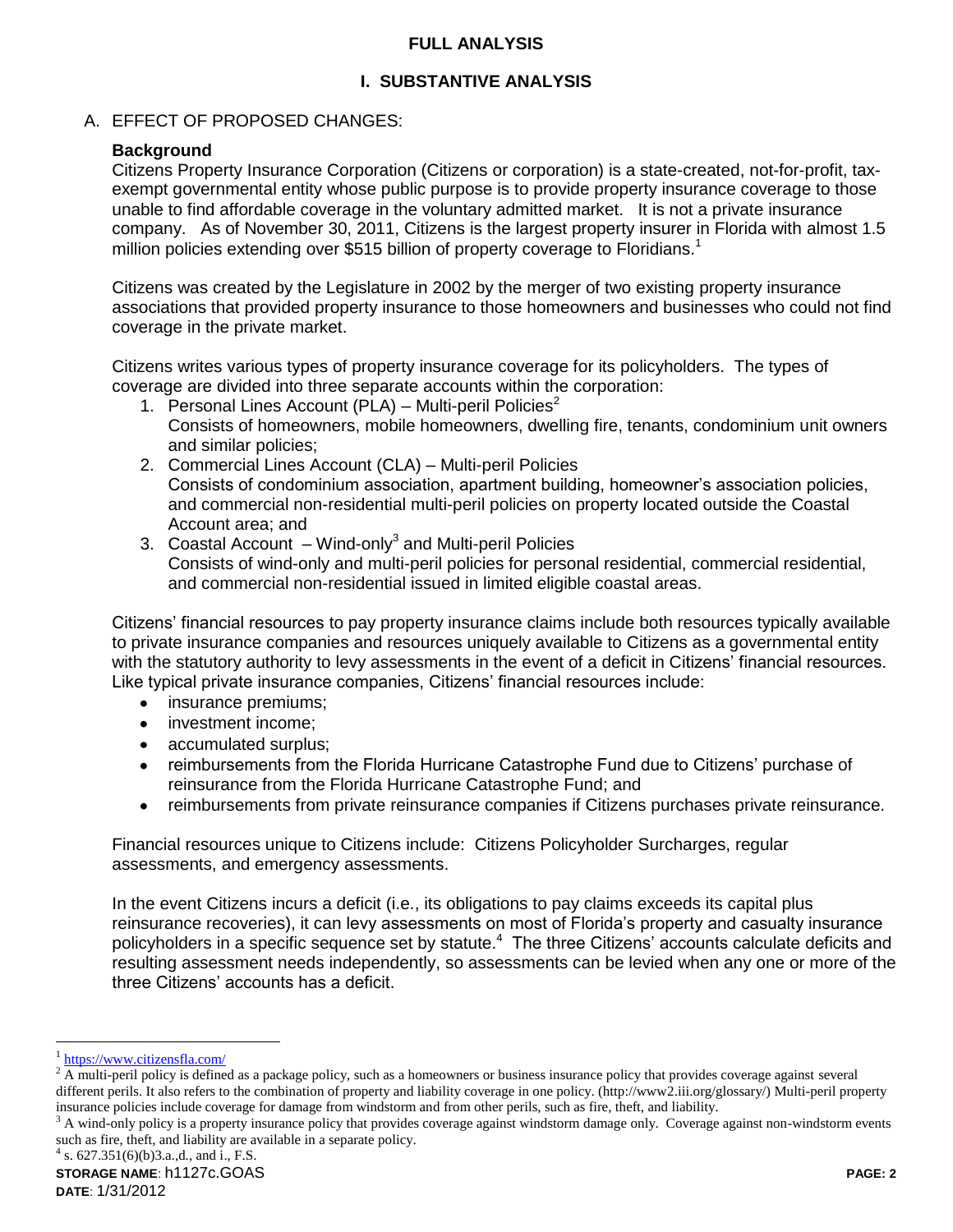# FULL ANALYSIS

## I. SUBSTANTIVE ANALYSIS

### A. EFFECT OF PROPOSED CHANGES:

**Background**

Citizens Property Insurance Corporation (Citizens or corporation) is a state-created, not-for-profit, tax-exempt governmental entity whose public purpose is to provide property insurance coverage to those unable to find affordable coverage in the voluntary admitted market. It is not a private insurance company. As of November 30, 2011, Citizens is the largest property insurer in Florida with almost 1.5 million policies extending over $515 billion of property coverage to Floridians.[1]

Citizens was created by the Legislature in 2002 by the merger of two existing property insurance associations that provided property insurance to those homeowners and businesses who could not find coverage in the private market.

Citizens writes various types of property insurance coverage for its policyholders. The types of coverage are divided into three separate accounts within the corporation:

1. Personal Lines Account (PLA) – Multi-peril Policies[2]
   Consists of homeowners, mobile homeowners, dwelling fire, tenants, condominium unit owners and similar policies;
2. Commercial Lines Account (CLA) – Multi-peril Policies
   Consists of condominium association, apartment building, homeowner's association policies, and commercial non-residential multi-peril policies on property located outside the Coastal Account area; and
3. Coastal Account – Wind-only[3] and Multi-peril Policies
   Consists of wind-only and multi-peril policies for personal residential, commercial residential, and commercial non-residential issued in limited eligible coastal areas.

Citizens' financial resources to pay property insurance claims include both resources typically available to private insurance companies and resources uniquely available to Citizens as a governmental entity with the statutory authority to levy assessments in the event of a deficit in Citizens' financial resources. Like typical private insurance companies, Citizens' financial resources include:

- insurance premiums;
- investment income;
- accumulated surplus;
- reimbursements from the Florida Hurricane Catastrophe Fund due to Citizens' purchase of reinsurance from the Florida Hurricane Catastrophe Fund; and
- reimbursements from private reinsurance companies if Citizens purchases private reinsurance.

Financial resources unique to Citizens include: Citizens Policyholder Surcharges, regular assessments, and emergency assessments.

In the event Citizens incurs a deficit (i.e., its obligations to pay claims exceeds its capital plus reinsurance recoveries), it can levy assessments on most of Florida's property and casualty insurance policyholders in a specific sequence set by statute.[4] The three Citizens' accounts calculate deficits and resulting assessment needs independently, so assessments can be levied when any one or more of the three Citizens' accounts has a deficit.

---

[1] https://www.citizensfla.com/

[2] A multi-peril policy is defined as a package policy, such as a homeowners or business insurance policy that provides coverage against several different perils. It also refers to the combination of property and liability coverage in one policy. (http://www2.iii.org/glossary/) Multi-peril property insurance policies include coverage for damage from windstorm and from other perils, such as fire, theft, and liability.

[3] A wind-only policy is a property insurance policy that provides coverage against windstorm damage only. Coverage against non-windstorm events such as fire, theft, and liability are available in a separate policy.

[4] s. 627.351(6)(b)3.a.,d., and i., F.S.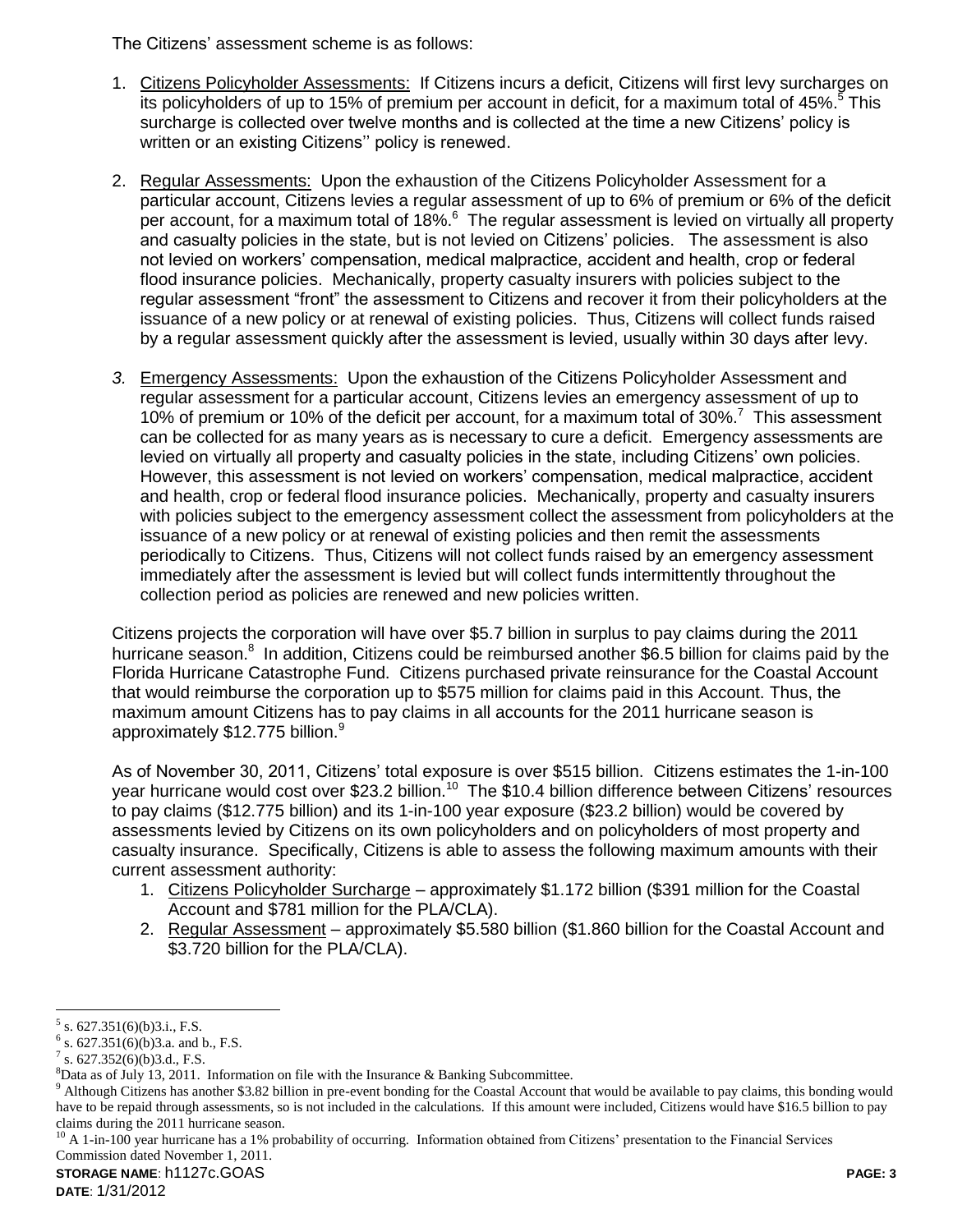The Citizens' assessment scheme is as follows:

1. Citizens Policyholder Assessments: If Citizens incurs a deficit, Citizens will first levy surcharges on its policyholders of up to 15% of premium per account in deficit, for a maximum total of 45%.[5] This surcharge is collected over twelve months and is collected at the time a new Citizens' policy is written or an existing Citizens'' policy is renewed.

2. Regular Assessments: Upon the exhaustion of the Citizens Policyholder Assessment for a particular account, Citizens levies a regular assessment of up to 6% of premium or 6% of the deficit per account, for a maximum total of 18%.[6] The regular assessment is levied on virtually all property and casualty policies in the state, but is not levied on Citizens' policies. The assessment is also not levied on workers' compensation, medical malpractice, accident and health, crop or federal flood insurance policies. Mechanically, property casualty insurers with policies subject to the regular assessment "front" the assessment to Citizens and recover it from their policyholders at the issuance of a new policy or at renewal of existing policies. Thus, Citizens will collect funds raised by a regular assessment quickly after the assessment is levied, usually within 30 days after levy.

3. Emergency Assessments: Upon the exhaustion of the Citizens Policyholder Assessment and regular assessment for a particular account, Citizens levies an emergency assessment of up to 10% of premium or 10% of the deficit per account, for a maximum total of 30%.[7] This assessment can be collected for as many years as is necessary to cure a deficit. Emergency assessments are levied on virtually all property and casualty policies in the state, including Citizens' own policies. However, this assessment is not levied on workers' compensation, medical malpractice, accident and health, crop or federal flood insurance policies. Mechanically, property and casualty insurers with policies subject to the emergency assessment collect the assessment from policyholders at the issuance of a new policy or at renewal of existing policies and then remit the assessments periodically to Citizens. Thus, Citizens will not collect funds raised by an emergency assessment immediately after the assessment is levied but will collect funds intermittently throughout the collection period as policies are renewed and new policies written.

Citizens projects the corporation will have over $5.7 billion in surplus to pay claims during the 2011 hurricane season.[8] In addition, Citizens could be reimbursed another $6.5 billion for claims paid by the Florida Hurricane Catastrophe Fund. Citizens purchased private reinsurance for the Coastal Account that would reimburse the corporation up to $575 million for claims paid in this Account. Thus, the maximum amount Citizens has to pay claims in all accounts for the 2011 hurricane season is approximately $12.775 billion.[9]

As of November 30, 2011, Citizens' total exposure is over $515 billion. Citizens estimates the 1-in-100 year hurricane would cost over $23.2 billion.[10] The $10.4 billion difference between Citizens' resources to pay claims ($12.775 billion) and its 1-in-100 year exposure ($23.2 billion) would be covered by assessments levied by Citizens on its own policyholders and on policyholders of most property and casualty insurance. Specifically, Citizens is able to assess the following maximum amounts with their current assessment authority:

1. Citizens Policyholder Surcharge – approximately $1.172 billion ($391 million for the Coastal Account and $781 million for the PLA/CLA).
2. Regular Assessment – approximately $5.580 billion ($1.860 billion for the Coastal Account and $3.720 billion for the PLA/CLA).

---

[5] s. 627.351(6)(b)3.i., F.S.

[6] s. 627.351(6)(b)3.a. and b., F.S.

[7] s. 627.352(6)(b)3.d., F.S.

[8] Data as of July 13, 2011. Information on file with the Insurance & Banking Subcommittee.

[9] Although Citizens has another $3.82 billion in pre-event bonding for the Coastal Account that would be available to pay claims, this bonding would have to be repaid through assessments, so is not included in the calculations. If this amount were included, Citizens would have $16.5 billion to pay claims during the 2011 hurricane season.

[10] A 1-in-100 year hurricane has a 1% probability of occurring. Information obtained from Citizens' presentation to the Financial Services Commission dated November 1, 2011.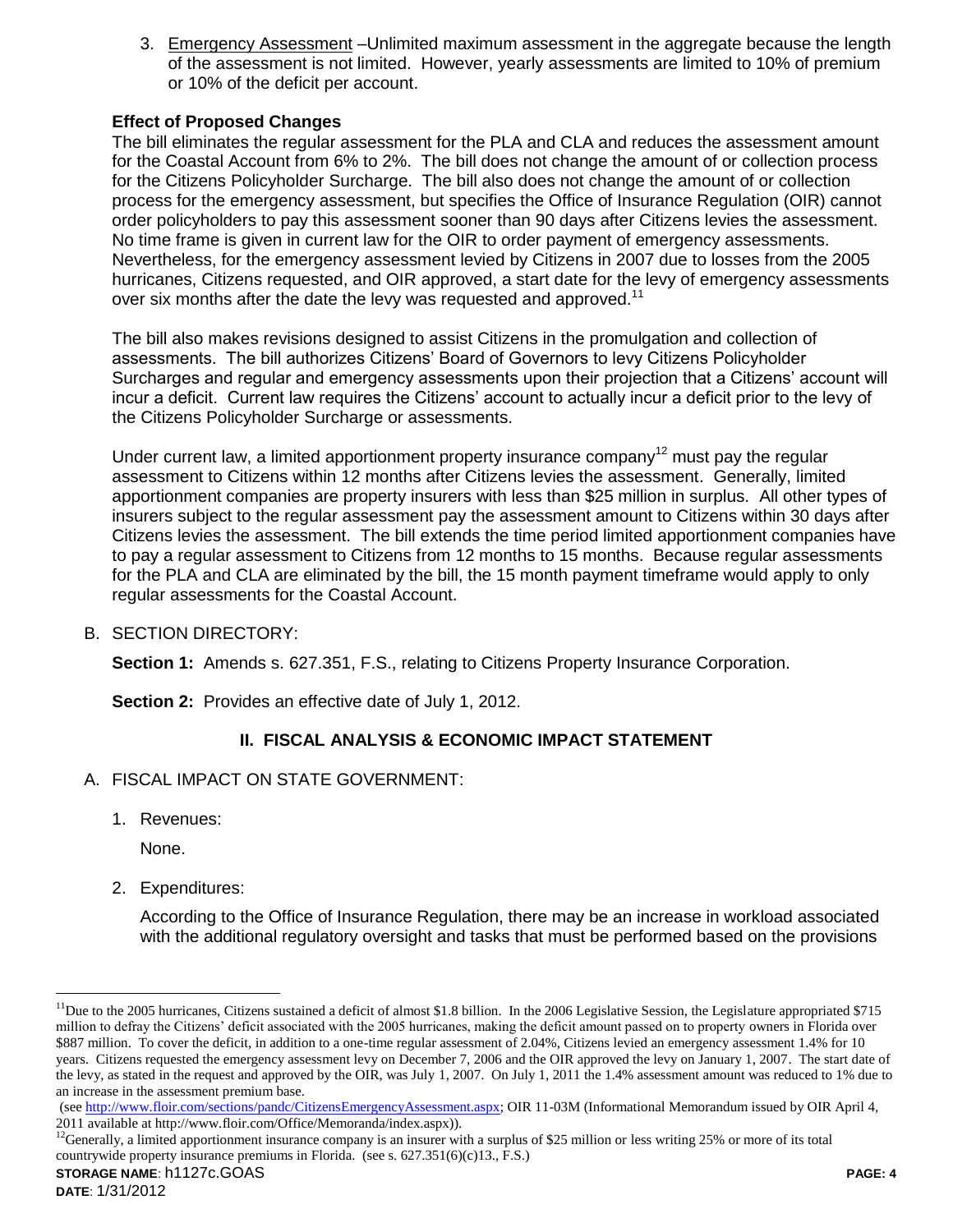3. Emergency Assessment –Unlimited maximum assessment in the aggregate because the length of the assessment is not limited. However, yearly assessments are limited to 10% of premium or 10% of the deficit per account.

**Effect of Proposed Changes**

The bill eliminates the regular assessment for the PLA and CLA and reduces the assessment amount for the Coastal Account from 6% to 2%. The bill does not change the amount of or collection process for the Citizens Policyholder Surcharge. The bill also does not change the amount of or collection process for the emergency assessment, but specifies the Office of Insurance Regulation (OIR) cannot order policyholders to pay this assessment sooner than 90 days after Citizens levies the assessment. No time frame is given in current law for the OIR to order payment of emergency assessments. Nevertheless, for the emergency assessment levied by Citizens in 2007 due to losses from the 2005 hurricanes, Citizens requested, and OIR approved, a start date for the levy of emergency assessments over six months after the date the levy was requested and approved.[11]

The bill also makes revisions designed to assist Citizens in the promulgation and collection of assessments. The bill authorizes Citizens' Board of Governors to levy Citizens Policyholder Surcharges and regular and emergency assessments upon their projection that a Citizens' account will incur a deficit. Current law requires the Citizens' account to actually incur a deficit prior to the levy of the Citizens Policyholder Surcharge or assessments.

Under current law, a limited apportionment property insurance company[12] must pay the regular assessment to Citizens within 12 months after Citizens levies the assessment. Generally, limited apportionment companies are property insurers with less than $25 million in surplus. All other types of insurers subject to the regular assessment pay the assessment amount to Citizens within 30 days after Citizens levies the assessment. The bill extends the time period limited apportionment companies have to pay a regular assessment to Citizens from 12 months to 15 months. Because regular assessments for the PLA and CLA are eliminated by the bill, the 15 month payment timeframe would apply to only regular assessments for the Coastal Account.

B. SECTION DIRECTORY:

**Section 1:** Amends s. 627.351, F.S., relating to Citizens Property Insurance Corporation.

**Section 2:** Provides an effective date of July 1, 2012.

## II. FISCAL ANALYSIS & ECONOMIC IMPACT STATEMENT

A. FISCAL IMPACT ON STATE GOVERNMENT:

1. Revenues:

   None.

2. Expenditures:

   According to the Office of Insurance Regulation, there may be an increase in workload associated with the additional regulatory oversight and tasks that must be performed based on the provisions

---

[11] Due to the 2005 hurricanes, Citizens sustained a deficit of almost $1.8 billion. In the 2006 Legislative Session, the Legislature appropriated $715 million to defray the Citizens' deficit associated with the 2005 hurricanes, making the deficit amount passed on to property owners in Florida over $887 million. To cover the deficit, in addition to a one-time regular assessment of 2.04%, Citizens levied an emergency assessment 1.4% for 10 years. Citizens requested the emergency assessment levy on December 7, 2006 and the OIR approved the levy on January 1, 2007. The start date of the levy, as stated in the request and approved by the OIR, was July 1, 2007. On July 1, 2011 the 1.4% assessment amount was reduced to 1% due to an increase in the assessment premium base.
(see http://www.floir.com/sections/pandc/CitizensEmergencyAssessment.aspx; OIR 11-03M (Informational Memorandum issued by OIR April 4, 2011 available at http://www.floir.com/Office/Memoranda/index.aspx)).

[12] Generally, a limited apportionment insurance company is an insurer with a surplus of $25 million or less writing 25% or more of its total countrywide property insurance premiums in Florida. (see s. 627.351(6)(c)13., F.S.)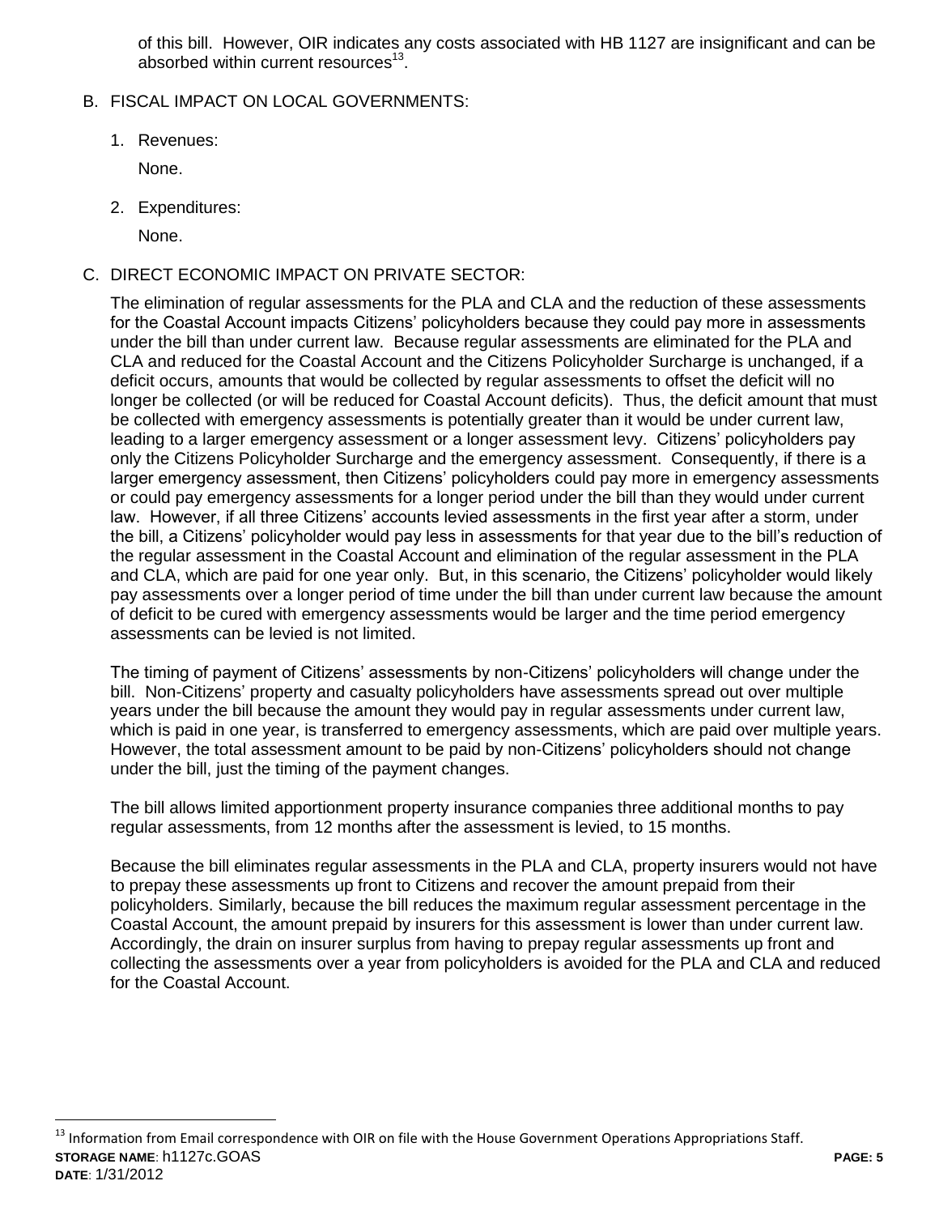of this bill. However, OIR indicates any costs associated with HB 1127 are insignificant and can be absorbed within current resources[13].

B. FISCAL IMPACT ON LOCAL GOVERNMENTS:

1. Revenues:

   None.

2. Expenditures:

   None.

C. DIRECT ECONOMIC IMPACT ON PRIVATE SECTOR:

The elimination of regular assessments for the PLA and CLA and the reduction of these assessments for the Coastal Account impacts Citizens' policyholders because they could pay more in assessments under the bill than under current law. Because regular assessments are eliminated for the PLA and CLA and reduced for the Coastal Account and the Citizens Policyholder Surcharge is unchanged, if a deficit occurs, amounts that would be collected by regular assessments to offset the deficit will no longer be collected (or will be reduced for Coastal Account deficits). Thus, the deficit amount that must be collected with emergency assessments is potentially greater than it would be under current law, leading to a larger emergency assessment or a longer assessment levy. Citizens' policyholders pay only the Citizens Policyholder Surcharge and the emergency assessment. Consequently, if there is a larger emergency assessment, then Citizens' policyholders could pay more in emergency assessments or could pay emergency assessments for a longer period under the bill than they would under current law. However, if all three Citizens' accounts levied assessments in the first year after a storm, under the bill, a Citizens' policyholder would pay less in assessments for that year due to the bill's reduction of the regular assessment in the Coastal Account and elimination of the regular assessment in the PLA and CLA, which are paid for one year only. But, in this scenario, the Citizens' policyholder would likely pay assessments over a longer period of time under the bill than under current law because the amount of deficit to be cured with emergency assessments would be larger and the time period emergency assessments can be levied is not limited.

The timing of payment of Citizens' assessments by non-Citizens' policyholders will change under the bill. Non-Citizens' property and casualty policyholders have assessments spread out over multiple years under the bill because the amount they would pay in regular assessments under current law, which is paid in one year, is transferred to emergency assessments, which are paid over multiple years. However, the total assessment amount to be paid by non-Citizens' policyholders should not change under the bill, just the timing of the payment changes.

The bill allows limited apportionment property insurance companies three additional months to pay regular assessments, from 12 months after the assessment is levied, to 15 months.

Because the bill eliminates regular assessments in the PLA and CLA, property insurers would not have to prepay these assessments up front to Citizens and recover the amount prepaid from their policyholders. Similarly, because the bill reduces the maximum regular assessment percentage in the Coastal Account, the amount prepaid by insurers for this assessment is lower than under current law. Accordingly, the drain on insurer surplus from having to prepay regular assessments up front and collecting the assessments over a year from policyholders is avoided for the PLA and CLA and reduced for the Coastal Account.

[13] Information from Email correspondence with OIR on file with the House Government Operations Appropriations Staff.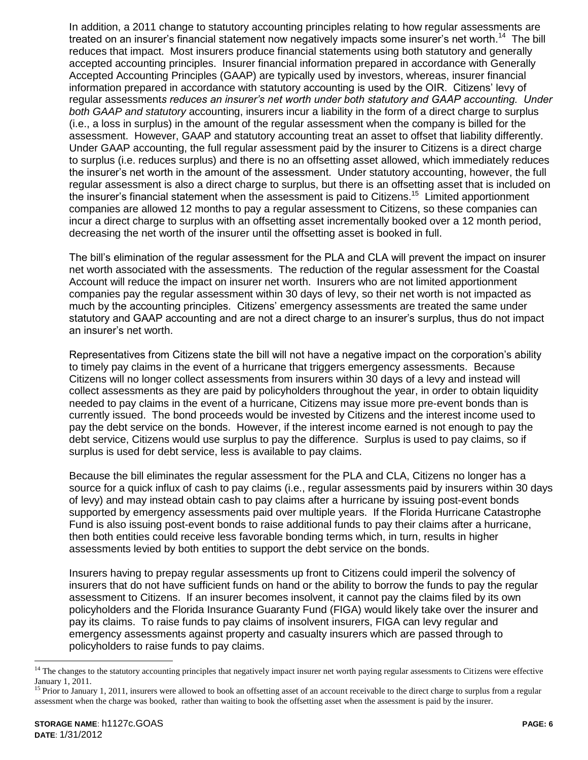In addition, a 2011 change to statutory accounting principles relating to how regular assessments are treated on an insurer's financial statement now negatively impacts some insurer's net worth.[14] The bill reduces that impact. Most insurers produce financial statements using both statutory and generally accepted accounting principles. Insurer financial information prepared in accordance with Generally Accepted Accounting Principles (GAAP) are typically used by investors, whereas, insurer financial information prepared in accordance with statutory accounting is used by the OIR. Citizens' levy of regular assessments *reduces an insurer's net worth under both statutory and GAAP accounting. Under both GAAP and statutory* accounting, insurers incur a liability in the form of a direct charge to surplus (i.e., a loss in surplus) in the amount of the regular assessment when the company is billed for the assessment. However, GAAP and statutory accounting treat an asset to offset that liability differently. Under GAAP accounting, the full regular assessment paid by the insurer to Citizens is a direct charge to surplus (i.e. reduces surplus) and there is no an offsetting asset allowed, which immediately reduces the insurer's net worth in the amount of the assessment. Under statutory accounting, however, the full regular assessment is also a direct charge to surplus, but there is an offsetting asset that is included on the insurer's financial statement when the assessment is paid to Citizens.[15] Limited apportionment companies are allowed 12 months to pay a regular assessment to Citizens, so these companies can incur a direct charge to surplus with an offsetting asset incrementally booked over a 12 month period, decreasing the net worth of the insurer until the offsetting asset is booked in full.

The bill's elimination of the regular assessment for the PLA and CLA will prevent the impact on insurer net worth associated with the assessments. The reduction of the regular assessment for the Coastal Account will reduce the impact on insurer net worth. Insurers who are not limited apportionment companies pay the regular assessment within 30 days of levy, so their net worth is not impacted as much by the accounting principles. Citizens' emergency assessments are treated the same under statutory and GAAP accounting and are not a direct charge to an insurer's surplus, thus do not impact an insurer's net worth.

Representatives from Citizens state the bill will not have a negative impact on the corporation's ability to timely pay claims in the event of a hurricane that triggers emergency assessments. Because Citizens will no longer collect assessments from insurers within 30 days of a levy and instead will collect assessments as they are paid by policyholders throughout the year, in order to obtain liquidity needed to pay claims in the event of a hurricane, Citizens may issue more pre-event bonds than is currently issued. The bond proceeds would be invested by Citizens and the interest income used to pay the debt service on the bonds. However, if the interest income earned is not enough to pay the debt service, Citizens would use surplus to pay the difference. Surplus is used to pay claims, so if surplus is used for debt service, less is available to pay claims.

Because the bill eliminates the regular assessment for the PLA and CLA, Citizens no longer has a source for a quick influx of cash to pay claims (i.e., regular assessments paid by insurers within 30 days of levy) and may instead obtain cash to pay claims after a hurricane by issuing post-event bonds supported by emergency assessments paid over multiple years. If the Florida Hurricane Catastrophe Fund is also issuing post-event bonds to raise additional funds to pay their claims after a hurricane, then both entities could receive less favorable bonding terms which, in turn, results in higher assessments levied by both entities to support the debt service on the bonds.

Insurers having to prepay regular assessments up front to Citizens could imperil the solvency of insurers that do not have sufficient funds on hand or the ability to borrow the funds to pay the regular assessment to Citizens. If an insurer becomes insolvent, it cannot pay the claims filed by its own policyholders and the Florida Insurance Guaranty Fund (FIGA) would likely take over the insurer and pay its claims. To raise funds to pay claims of insolvent insurers, FIGA can levy regular and emergency assessments against property and casualty insurers which are passed through to policyholders to raise funds to pay claims.

---

[14] The changes to the statutory accounting principles that negatively impact insurer net worth paying regular assessments to Citizens were effective January 1, 2011.

[15] Prior to January 1, 2011, insurers were allowed to book an offsetting asset of an account receivable to the direct charge to surplus from a regular assessment when the charge was booked, rather than waiting to book the offsetting asset when the assessment is paid by the insurer.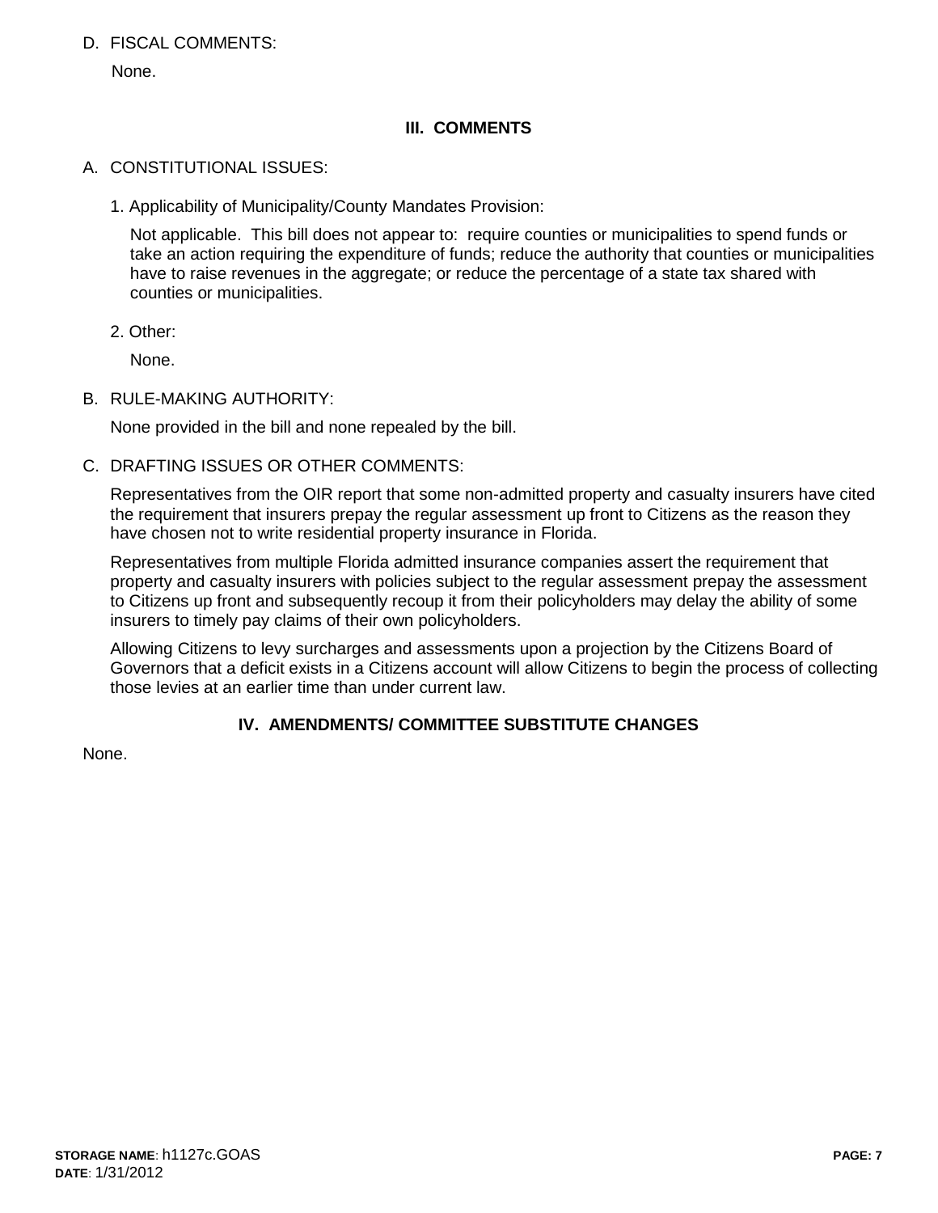D. FISCAL COMMENTS:

None.

## III. COMMENTS

A. CONSTITUTIONAL ISSUES:

1. Applicability of Municipality/County Mandates Provision:

Not applicable. This bill does not appear to: require counties or municipalities to spend funds or take an action requiring the expenditure of funds; reduce the authority that counties or municipalities have to raise revenues in the aggregate; or reduce the percentage of a state tax shared with counties or municipalities.

2. Other:

None.

B. RULE-MAKING AUTHORITY:

None provided in the bill and none repealed by the bill.

C. DRAFTING ISSUES OR OTHER COMMENTS:

Representatives from the OIR report that some non-admitted property and casualty insurers have cited the requirement that insurers prepay the regular assessment up front to Citizens as the reason they have chosen not to write residential property insurance in Florida.

Representatives from multiple Florida admitted insurance companies assert the requirement that property and casualty insurers with policies subject to the regular assessment prepay the assessment to Citizens up front and subsequently recoup it from their policyholders may delay the ability of some insurers to timely pay claims of their own policyholders.

Allowing Citizens to levy surcharges and assessments upon a projection by the Citizens Board of Governors that a deficit exists in a Citizens account will allow Citizens to begin the process of collecting those levies at an earlier time than under current law.

## IV. AMENDMENTS/ COMMITTEE SUBSTITUTE CHANGES

None.